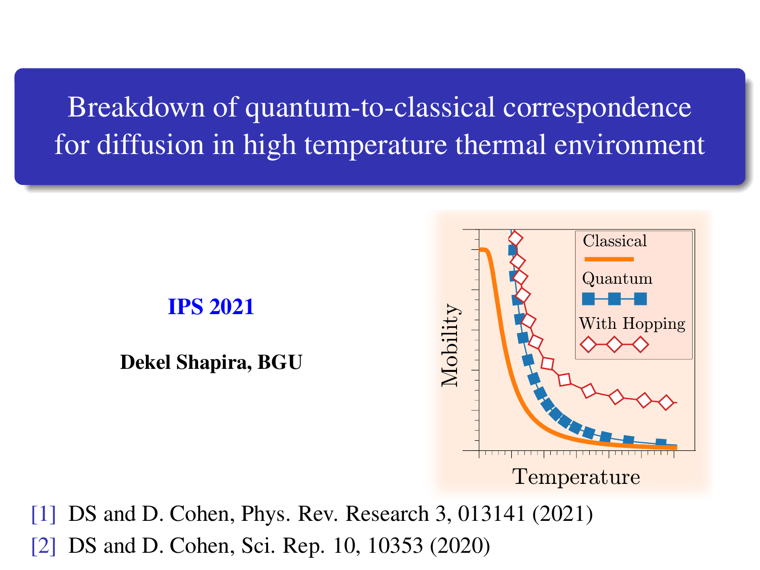# Breakdown of quantum-to-classical correspondence for diffusion in high temperature thermal environment

**IPS 2021**

**Dekel Shapira, BGU**

[1] DS and D. Cohen, Phys. Rev. Research 3, 013141 (2021)

[2] DS and D. Cohen, Sci. Rep. 10, 10353 (2020)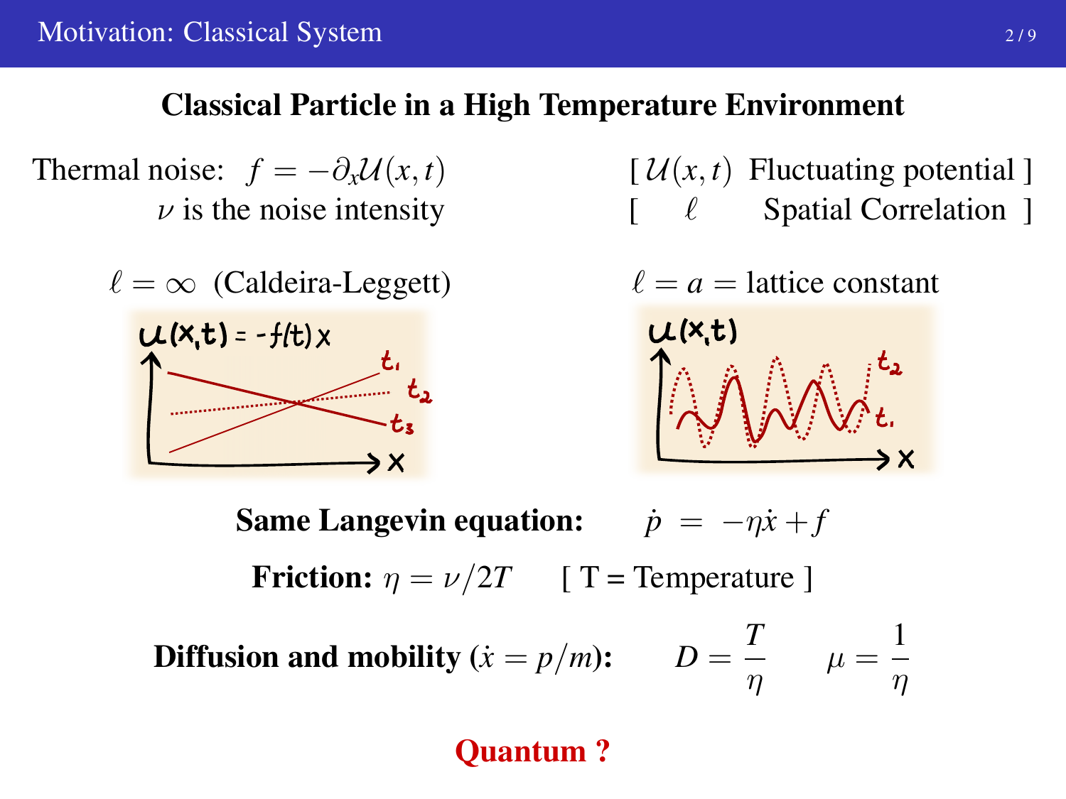# Motivation: Classical System

## Classical Particle in a High Temperature Environment

Thermal noise: $f = -\partial_x \mathcal{U}(x,t)$

$\nu$ is the noise intensity

[ $\mathcal{U}(x,t)$ Fluctuating potential ]

[ $\ell$ Spatial Correlation ]

$\ell = \infty$ (Caldeira-Leggett)

$\ell = a =$ lattice constant

**Same Langevin equation:** $\dot{p} = -\eta \dot{x} + f$

**Friction:** $\eta = \nu / 2T$ [ T = Temperature ]

**Diffusion and mobility** ($\dot{x} = p/m$): $D = \dfrac{T}{\eta}$ $\mu = \dfrac{1}{\eta}$

**Quantum ?**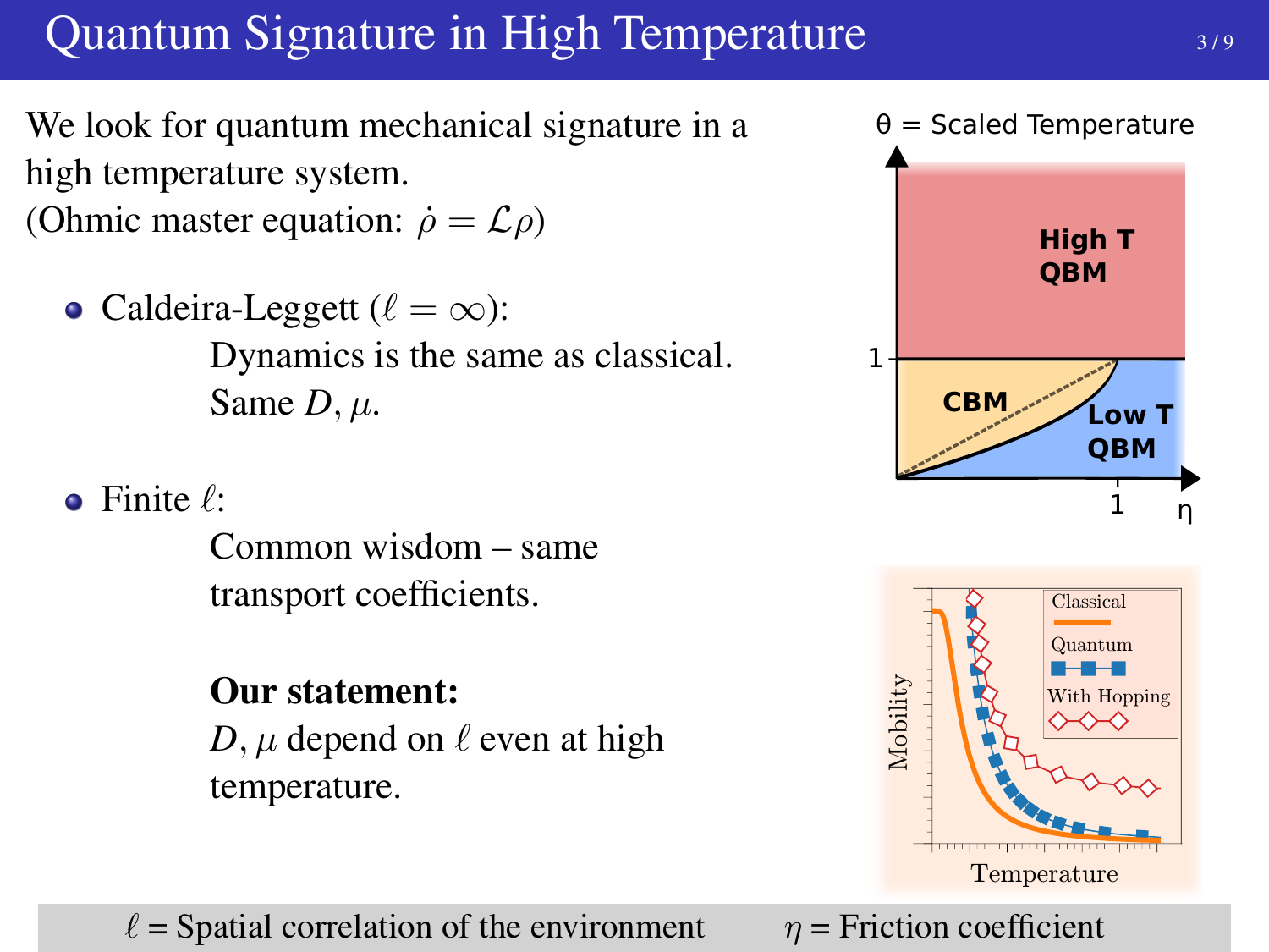# Quantum Signature in High Temperature

We look for quantum mechanical signature in a high temperature system.
(Ohmic master equation: $\dot{\rho} = \mathcal{L}\rho$)

- Caldeira-Leggett ($\ell = \infty$):
  Dynamics is the same as classical.
  Same $D, \mu$.

- Finite $\ell$:
  Common wisdom – same transport coefficients.

  **Our statement:**
  $D, \mu$ depend on $\ell$ even at high temperature.

$\ell$ = Spatial correlation of the environment $\quad$ $\eta$ = Friction coefficient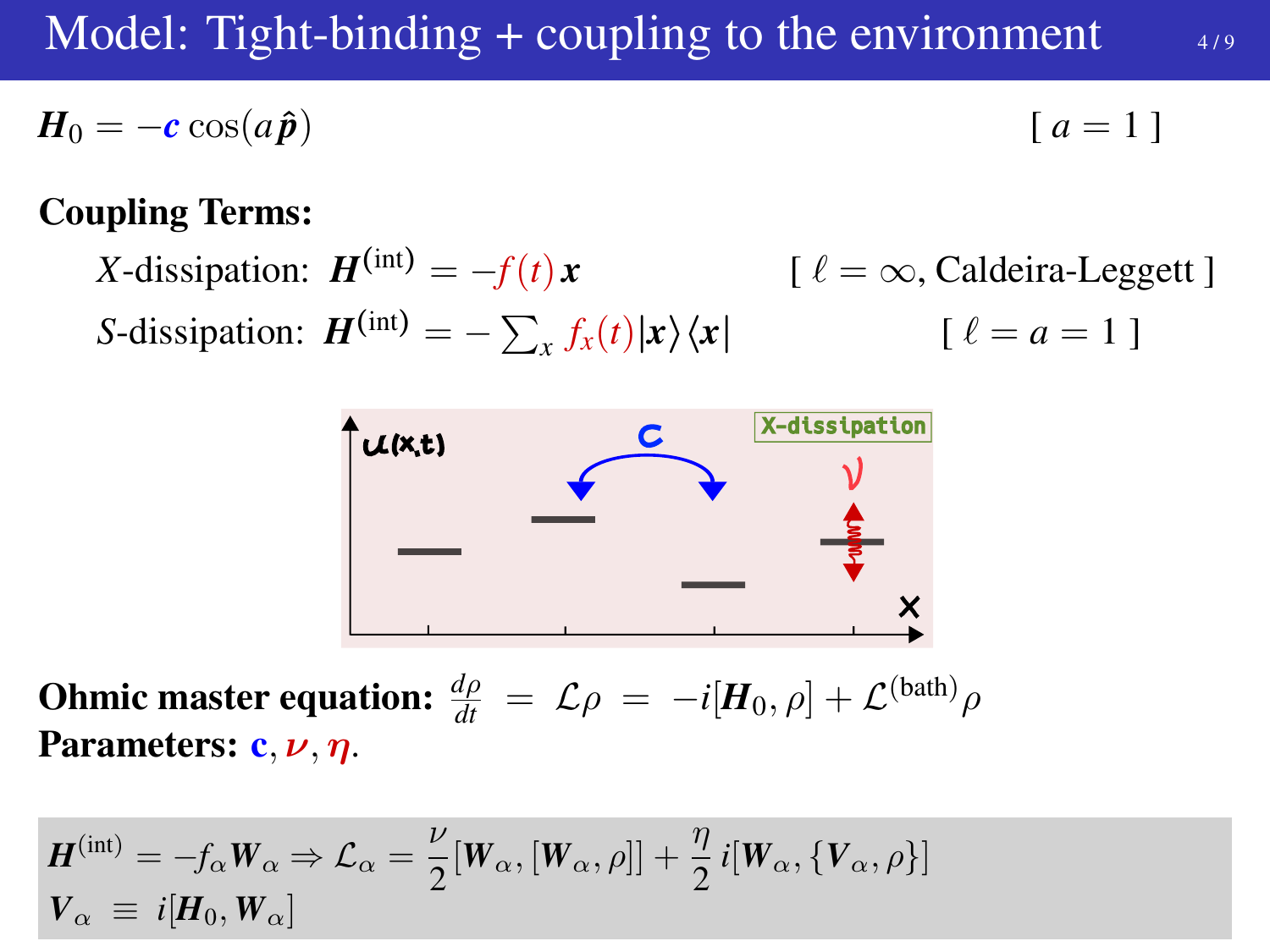# Model: Tight-binding + coupling to the environment

$\boldsymbol{H}_0 = -\boldsymbol{c}\cos(a\hat{\boldsymbol{p}})$ [ $a = 1$ ]

**Coupling Terms:**

$X$-dissipation: $\boldsymbol{H}^{(\text{int})} = -f(t)\,\boldsymbol{x}$ [ $\ell = \infty$, Caldeira-Leggett ]

$S$-dissipation: $\boldsymbol{H}^{(\text{int})} = -\sum_x f_x(t)|\boldsymbol{x}\rangle\langle\boldsymbol{x}|$ [ $\ell = a = 1$ ]

**Ohmic master equation:** $\frac{d\rho}{dt} = \mathcal{L}\rho = -i[\boldsymbol{H}_0,\rho] + \mathcal{L}^{(\text{bath})}\rho$

**Parameters:** $\mathbf{c}, \boldsymbol{\nu}, \boldsymbol{\eta}$.

$$\boldsymbol{H}^{(\text{int})} = -f_\alpha \boldsymbol{W}_\alpha \Rightarrow \mathcal{L}_\alpha = \frac{\nu}{2}[\boldsymbol{W}_\alpha,[\boldsymbol{W}_\alpha,\rho]] + \frac{\eta}{2}\, i[\boldsymbol{W}_\alpha,\{\boldsymbol{V}_\alpha,\rho\}]$$

$$\boldsymbol{V}_\alpha \equiv i[\boldsymbol{H}_0,\boldsymbol{W}_\alpha]$$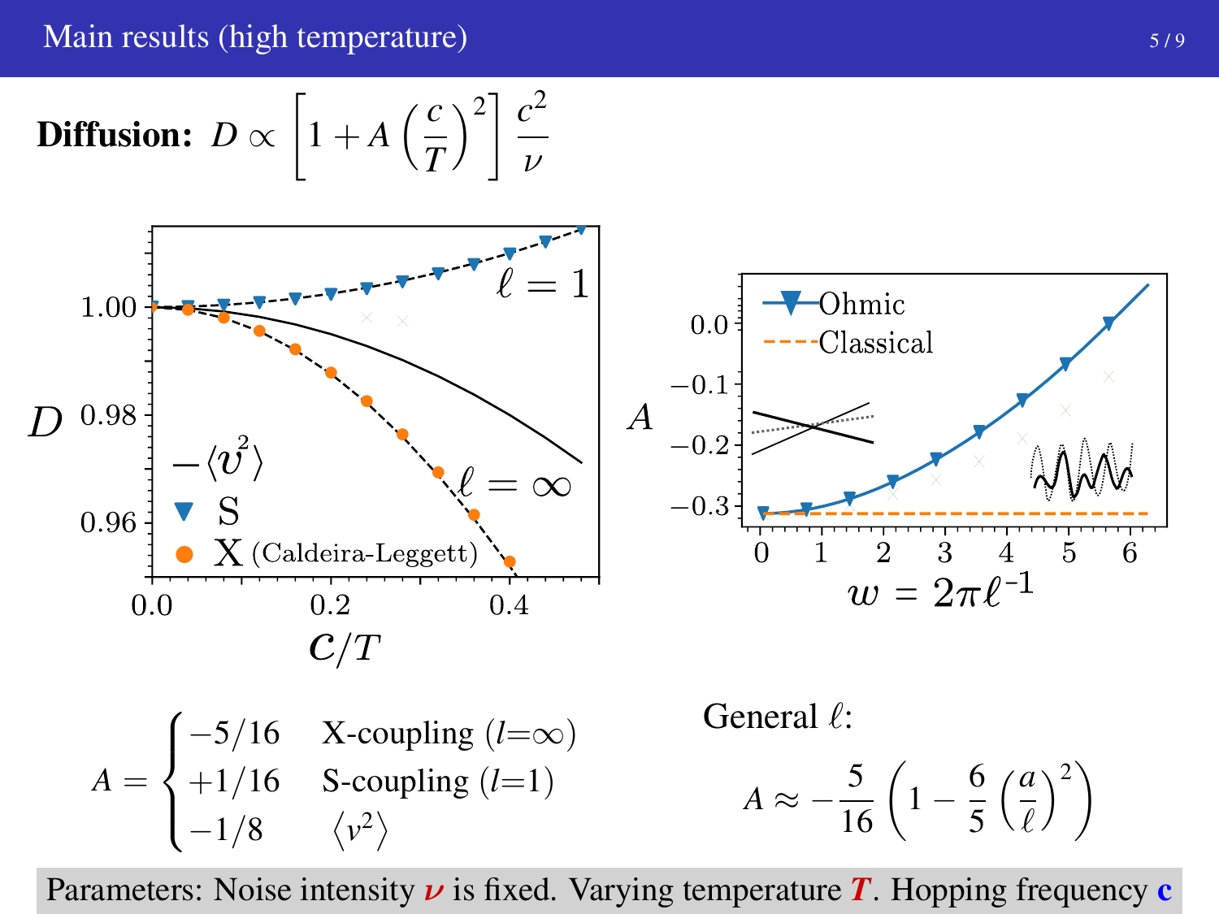# Main results (high temperature)

**Diffusion:** $D \propto \left[1 + A\left(\frac{c}{T}\right)^2\right]\frac{c^2}{\nu}$

$$A = \begin{cases} -5/16 & \text{X-coupling } (l{=}\infty) \\ +1/16 & \text{S-coupling } (l{=}1) \\ -1/8 & \langle v^2 \rangle \end{cases}$$

General $\ell$:

$$A \approx -\frac{5}{16}\left(1 - \frac{6}{5}\left(\frac{a}{\ell}\right)^2\right)$$

Parameters: Noise intensity $\nu$ is fixed. Varying temperature $T$. Hopping frequency **c**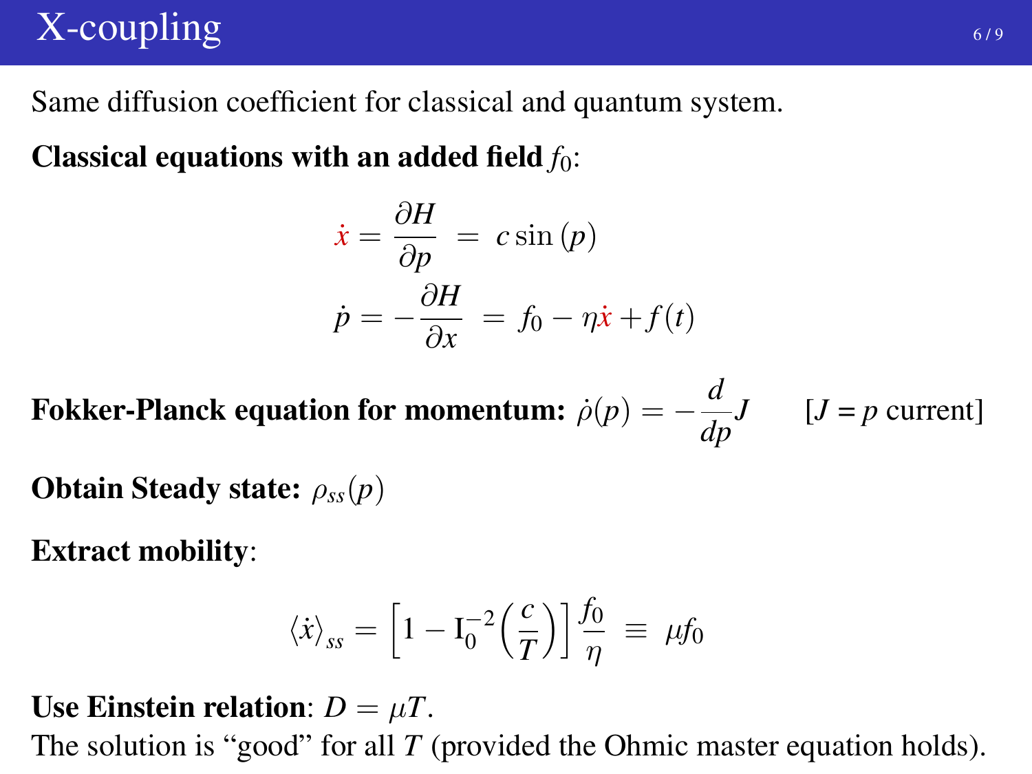# X-coupling

Same diffusion coefficient for classical and quantum system.

**Classical equations with an added field** $f_0$:

$$\dot{x} = \frac{\partial H}{\partial p} = c \sin(p)$$

$$\dot{p} = -\frac{\partial H}{\partial x} = f_0 - \eta \dot{x} + f(t)$$

**Fokker-Planck equation for momentum:** $\dot{\rho}(p) = -\frac{d}{dp} J$ [$J = p$ current]

**Obtain Steady state:** $\rho_{ss}(p)$

**Extract mobility**:

$$\langle \dot{x} \rangle_{ss} = \left[ 1 - \mathrm{I}_0^{-2}\left(\frac{c}{T}\right) \right] \frac{f_0}{\eta} \equiv \mu f_0$$

**Use Einstein relation**: $D = \mu T$.

The solution is "good" for all $T$ (provided the Ohmic master equation holds).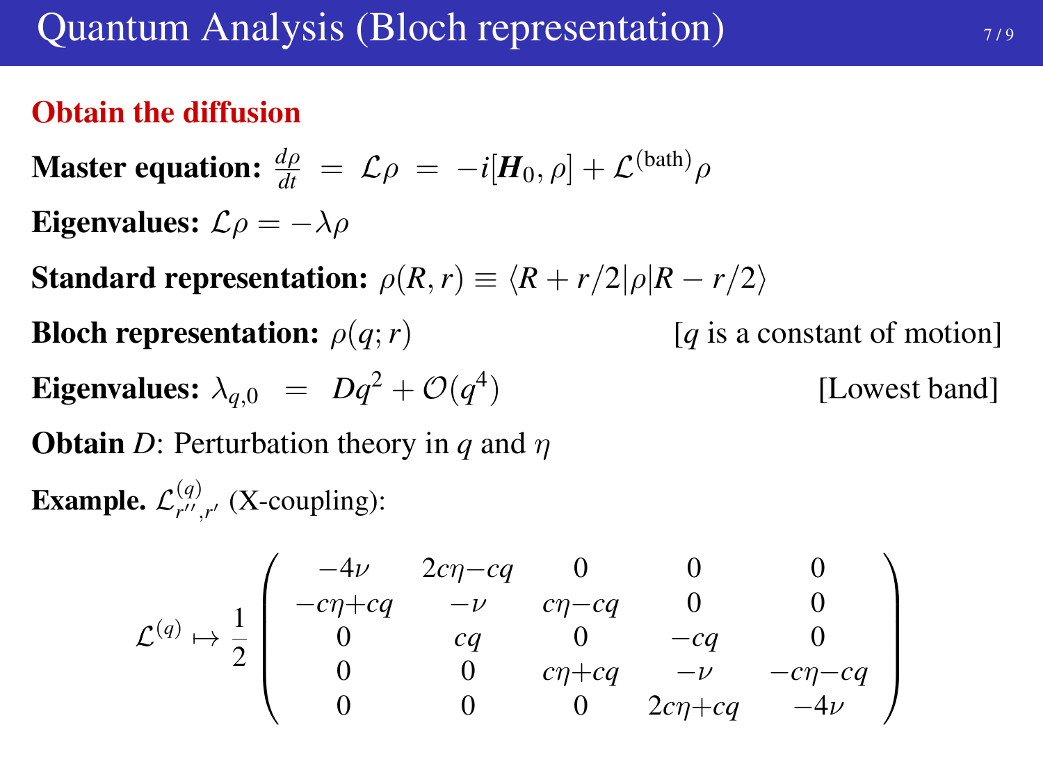# Quantum Analysis (Bloch representation)

**Obtain the diffusion**

**Master equation:** $\frac{d\rho}{dt} \;=\; \mathcal{L}\rho \;=\; -i[\boldsymbol{H}_0, \rho] + \mathcal{L}^{(\text{bath})}\rho$

**Eigenvalues:** $\mathcal{L}\rho = -\lambda\rho$

**Standard representation:** $\rho(R, r) \equiv \langle R + r/2|\rho|R - r/2\rangle$

**Bloch representation:** $\rho(q; r)$ [$q$ is a constant of motion]

**Eigenvalues:** $\lambda_{q,0} \;=\; Dq^2 + \mathcal{O}(q^4)$ [Lowest band]

**Obtain** $D$: Perturbation theory in $q$ and $\eta$

**Example.** $\mathcal{L}^{(q)}_{r'',r'}$ (X-coupling):

$$
\mathcal{L}^{(q)} \mapsto \frac{1}{2}\begin{pmatrix}
-4\nu & 2c\eta - cq & 0 & 0 & 0 \\
-c\eta + cq & -\nu & c\eta - cq & 0 & 0 \\
0 & cq & 0 & -cq & 0 \\
0 & 0 & c\eta + cq & -\nu & -c\eta - cq \\
0 & 0 & 0 & 2c\eta + cq & -4\nu
\end{pmatrix}
$$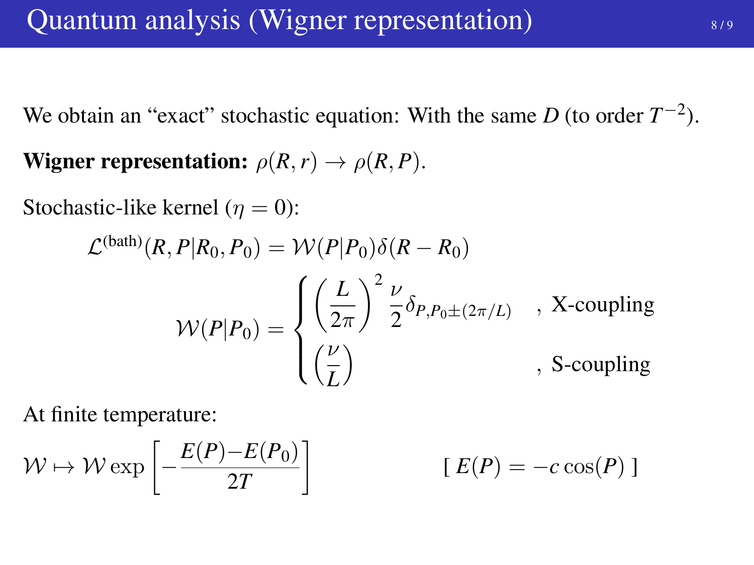# Quantum analysis (Wigner representation)

We obtain an “exact” stochastic equation: With the same $D$ (to order $T^{-2}$).

**Wigner representation:** $\rho(R,r) \to \rho(R,P)$.

Stochastic-like kernel ($\eta = 0$):

$$\mathcal{L}^{(\text{bath})}(R,P|R_0,P_0) = \mathcal{W}(P|P_0)\delta(R-R_0)$$

$$\mathcal{W}(P|P_0) = \begin{cases} \left(\frac{L}{2\pi}\right)^2 \frac{\nu}{2} \delta_{P,P_0 \pm (2\pi/L)} & \text{, X-coupling} \\ \left(\frac{\nu}{L}\right) & \text{, S-coupling} \end{cases}$$

At finite temperature:

$$\mathcal{W} \mapsto \mathcal{W} \exp\left[-\frac{E(P) - E(P_0)}{2T}\right] \qquad [\ E(P) = -c\cos(P)\ ]$$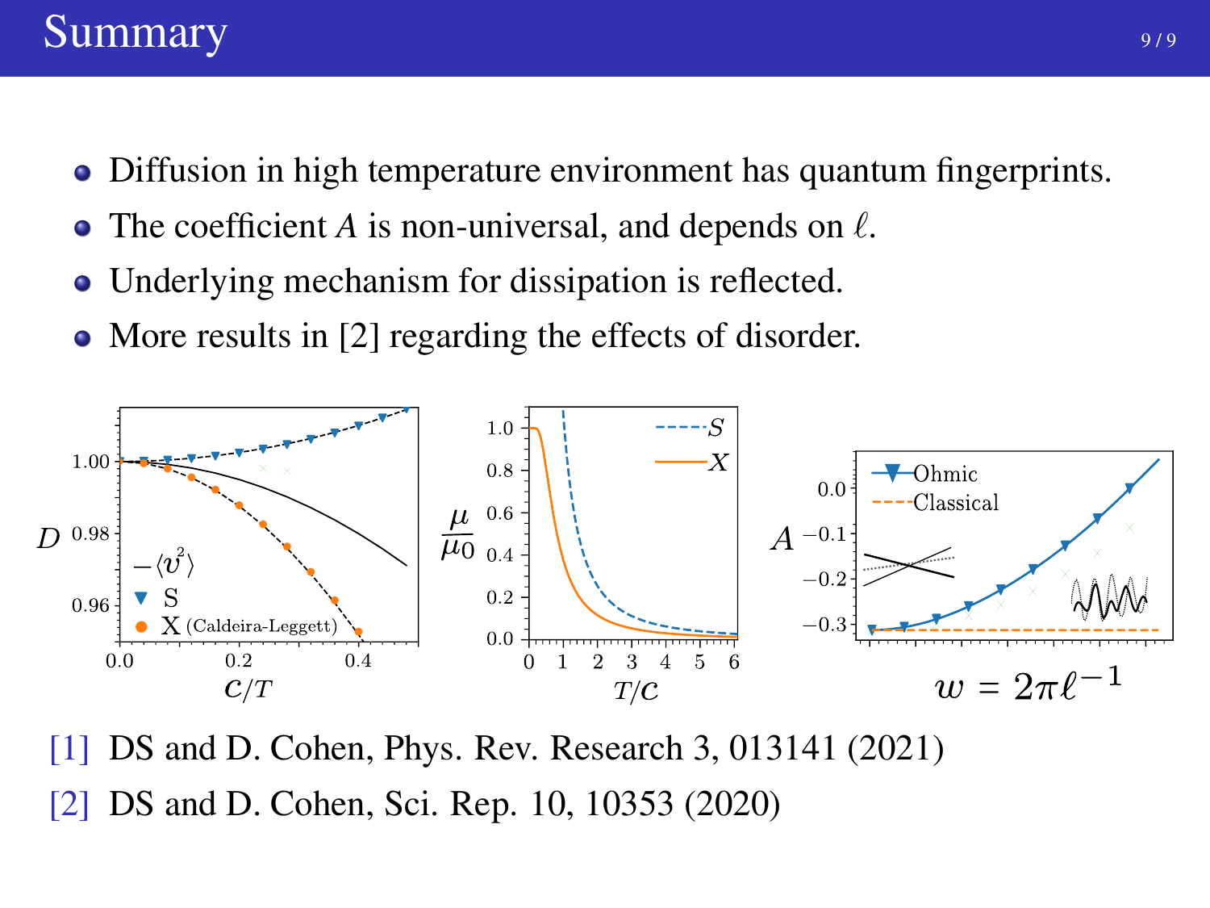# Summary

- Diffusion in high temperature environment has quantum fingerprints.
- The coefficient $A$ is non-universal, and depends on $\ell$.
- Underlying mechanism for dissipation is reflected.
- More results in [2] regarding the effects of disorder.

$D$

1.00

0.98

0.96

0.0 0.2 0.4

$c/T$

$-\langle \hat{v}^2 \rangle$

S

X (Caldeira-Leggett)

$\frac{\mu}{\mu_0}$

1.0 0.8 0.6 0.4 0.2 0.0

0 1 2 3 4 5 6

$T/c$

$S$

$X$

$A$

0.0

−0.1

−0.2

−0.3

Ohmic

Classical

$w = 2\pi\ell^{-1}$

[1] DS and D. Cohen, Phys. Rev. Research 3, 013141 (2021)

[2] DS and D. Cohen, Sci. Rep. 10, 10353 (2020)